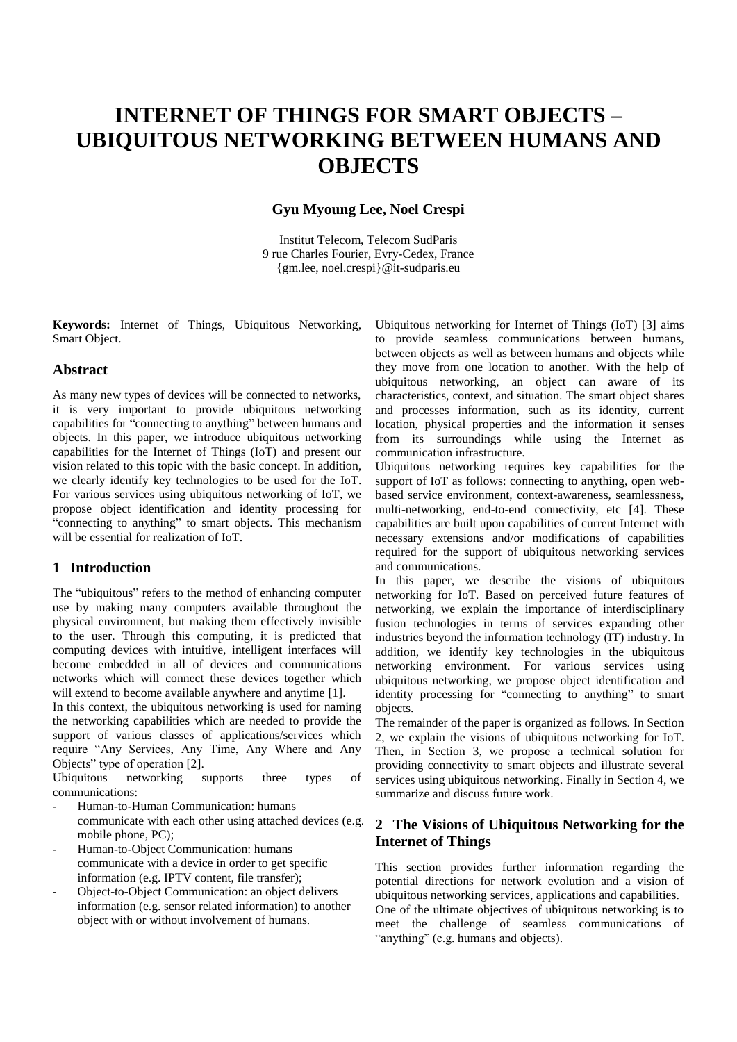# INTERNET OF THINGS FOR SMART OBJECTS – UBIQUITOUS NETWORKING BETWEEN HUMANS AND OBJECTS

**Gyu Myoung Lee, Noel Crespi**

Institut Telecom, Telecom SudParis
9 rue Charles Fourier, Evry-Cedex, France
{gm.lee, noel.crespi}@it-sudparis.eu

**Keywords:** Internet of Things, Ubiquitous Networking, Smart Object.

## Abstract

As many new types of devices will be connected to networks, it is very important to provide ubiquitous networking capabilities for "connecting to anything" between humans and objects. In this paper, we introduce ubiquitous networking capabilities for the Internet of Things (IoT) and present our vision related to this topic with the basic concept. In addition, we clearly identify key technologies to be used for the IoT. For various services using ubiquitous networking of IoT, we propose object identification and identity processing for "connecting to anything" to smart objects. This mechanism will be essential for realization of IoT.

## 1 Introduction

The "ubiquitous" refers to the method of enhancing computer use by making many computers available throughout the physical environment, but making them effectively invisible to the user. Through this computing, it is predicted that computing devices with intuitive, intelligent interfaces will become embedded in all of devices and communications networks which will connect these devices together which will extend to become available anywhere and anytime [1].

In this context, the ubiquitous networking is used for naming the networking capabilities which are needed to provide the support of various classes of applications/services which require "Any Services, Any Time, Any Where and Any Objects" type of operation [2].

Ubiquitous networking supports three types of communications:

- Human-to-Human Communication: humans communicate with each other using attached devices (e.g. mobile phone, PC);
- Human-to-Object Communication: humans communicate with a device in order to get specific information (e.g. IPTV content, file transfer);
- Object-to-Object Communication: an object delivers information (e.g. sensor related information) to another object with or without involvement of humans.

Ubiquitous networking for Internet of Things (IoT) [3] aims to provide seamless communications between humans, between objects as well as between humans and objects while they move from one location to another. With the help of ubiquitous networking, an object can aware of its characteristics, context, and situation. The smart object shares and processes information, such as its identity, current location, physical properties and the information it senses from its surroundings while using the Internet as communication infrastructure.

Ubiquitous networking requires key capabilities for the support of IoT as follows: connecting to anything, open web-based service environment, context-awareness, seamlessness, multi-networking, end-to-end connectivity, etc [4]. These capabilities are built upon capabilities of current Internet with necessary extensions and/or modifications of capabilities required for the support of ubiquitous networking services and communications.

In this paper, we describe the visions of ubiquitous networking for IoT. Based on perceived future features of networking, we explain the importance of interdisciplinary fusion technologies in terms of services expanding other industries beyond the information technology (IT) industry. In addition, we identify key technologies in the ubiquitous networking environment. For various services using ubiquitous networking, we propose object identification and identity processing for "connecting to anything" to smart objects.

The remainder of the paper is organized as follows. In Section 2, we explain the visions of ubiquitous networking for IoT. Then, in Section 3, we propose a technical solution for providing connectivity to smart objects and illustrate several services using ubiquitous networking. Finally in Section 4, we summarize and discuss future work.

## 2 The Visions of Ubiquitous Networking for the Internet of Things

This section provides further information regarding the potential directions for network evolution and a vision of ubiquitous networking services, applications and capabilities.

One of the ultimate objectives of ubiquitous networking is to meet the challenge of seamless communications of "anything" (e.g. humans and objects).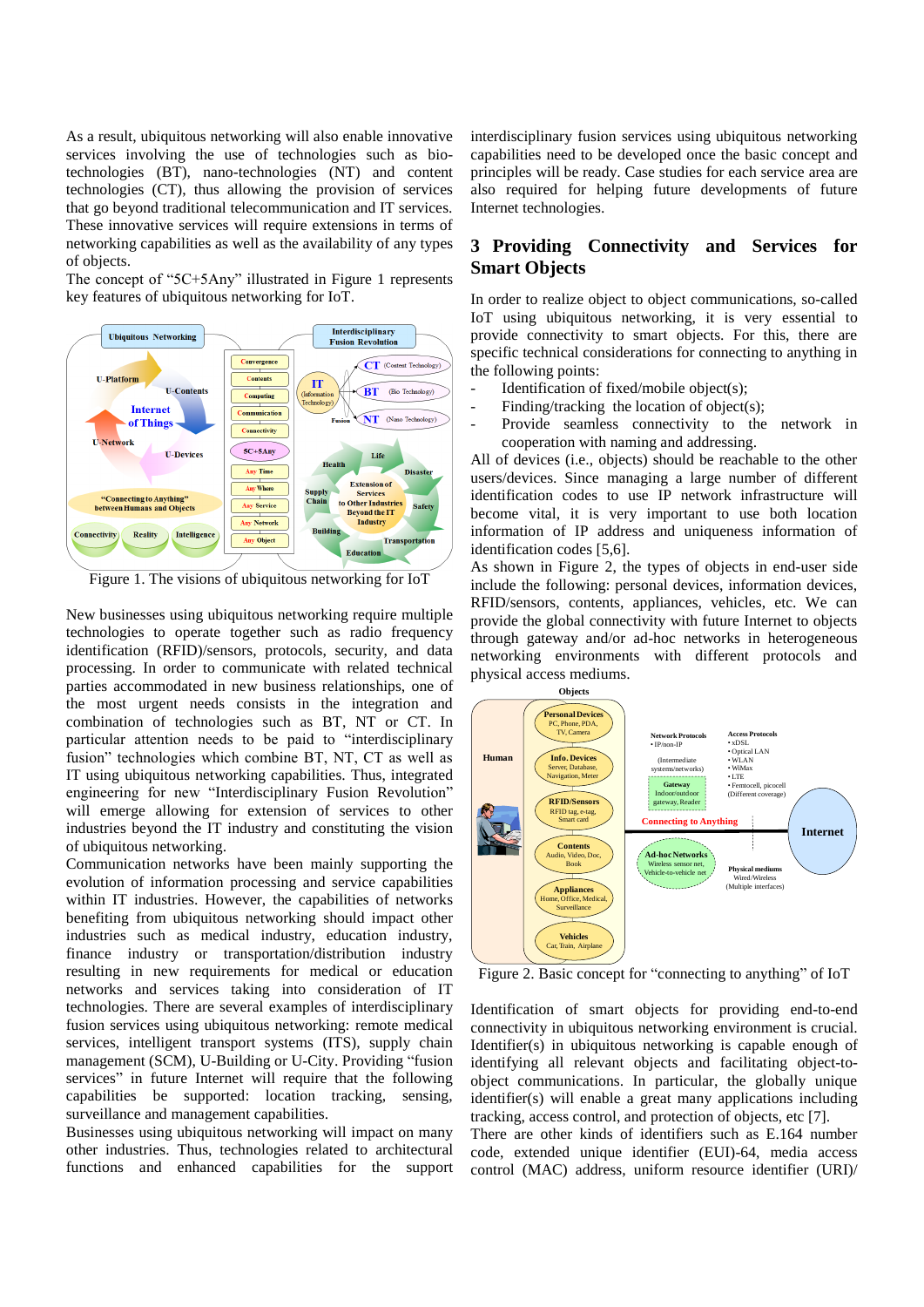As a result, ubiquitous networking will also enable innovative services involving the use of technologies such as bio-technologies (BT), nano-technologies (NT) and content technologies (CT), thus allowing the provision of services that go beyond traditional telecommunication and IT services. These innovative services will require extensions in terms of networking capabilities as well as the availability of any types of objects.

The concept of "5C+5Any" illustrated in Figure 1 represents key features of ubiquitous networking for IoT.

Figure 1. The visions of ubiquitous networking for IoT

New businesses using ubiquitous networking require multiple technologies to operate together such as radio frequency identification (RFID)/sensors, protocols, security, and data processing. In order to communicate with related technical parties accommodated in new business relationships, one of the most urgent needs consists in the integration and combination of technologies such as BT, NT or CT. In particular attention needs to be paid to "interdisciplinary fusion" technologies which combine BT, NT, CT as well as IT using ubiquitous networking capabilities. Thus, integrated engineering for new "Interdisciplinary Fusion Revolution" will emerge allowing for extension of services to other industries beyond the IT industry and constituting the vision of ubiquitous networking.

Communication networks have been mainly supporting the evolution of information processing and service capabilities within IT industries. However, the capabilities of networks benefiting from ubiquitous networking should impact other industries such as medical industry, education industry, finance industry or transportation/distribution industry resulting in new requirements for medical or education networks and services taking into consideration of IT technologies. There are several examples of interdisciplinary fusion services using ubiquitous networking: remote medical services, intelligent transport systems (ITS), supply chain management (SCM), U-Building or U-City. Providing "fusion services" in future Internet will require that the following capabilities be supported: location tracking, sensing, surveillance and management capabilities.

Businesses using ubiquitous networking will impact on many other industries. Thus, technologies related to architectural functions and enhanced capabilities for the support interdisciplinary fusion services using ubiquitous networking capabilities need to be developed once the basic concept and principles will be ready. Case studies for each service area are also required for helping future developments of future Internet technologies.

## 3 Providing Connectivity and Services for Smart Objects

In order to realize object to object communications, so-called IoT using ubiquitous networking, it is very essential to provide connectivity to smart objects. For this, there are specific technical considerations for connecting to anything in the following points:

- Identification of fixed/mobile object(s);
- Finding/tracking the location of object(s);
- Provide seamless connectivity to the network in cooperation with naming and addressing.

All of devices (i.e., objects) should be reachable to the other users/devices. Since managing a large number of different identification codes to use IP network infrastructure will become vital, it is very important to use both location information of IP address and uniqueness information of identification codes [5,6].

As shown in Figure 2, the types of objects in end-user side include the following: personal devices, information devices, RFID/sensors, contents, appliances, vehicles, etc. We can provide the global connectivity with future Internet to objects through gateway and/or ad-hoc networks in heterogeneous networking environments with different protocols and physical access mediums.

Figure 2. Basic concept for "connecting to anything" of IoT

Identification of smart objects for providing end-to-end connectivity in ubiquitous networking environment is crucial. Identifier(s) in ubiquitous networking is capable enough of identifying all relevant objects and facilitating object-to-object communications. In particular, the globally unique identifier(s) will enable a great many applications including tracking, access control, and protection of objects, etc [7].

There are other kinds of identifiers such as E.164 number code, extended unique identifier (EUI)-64, media access control (MAC) address, uniform resource identifier (URI)/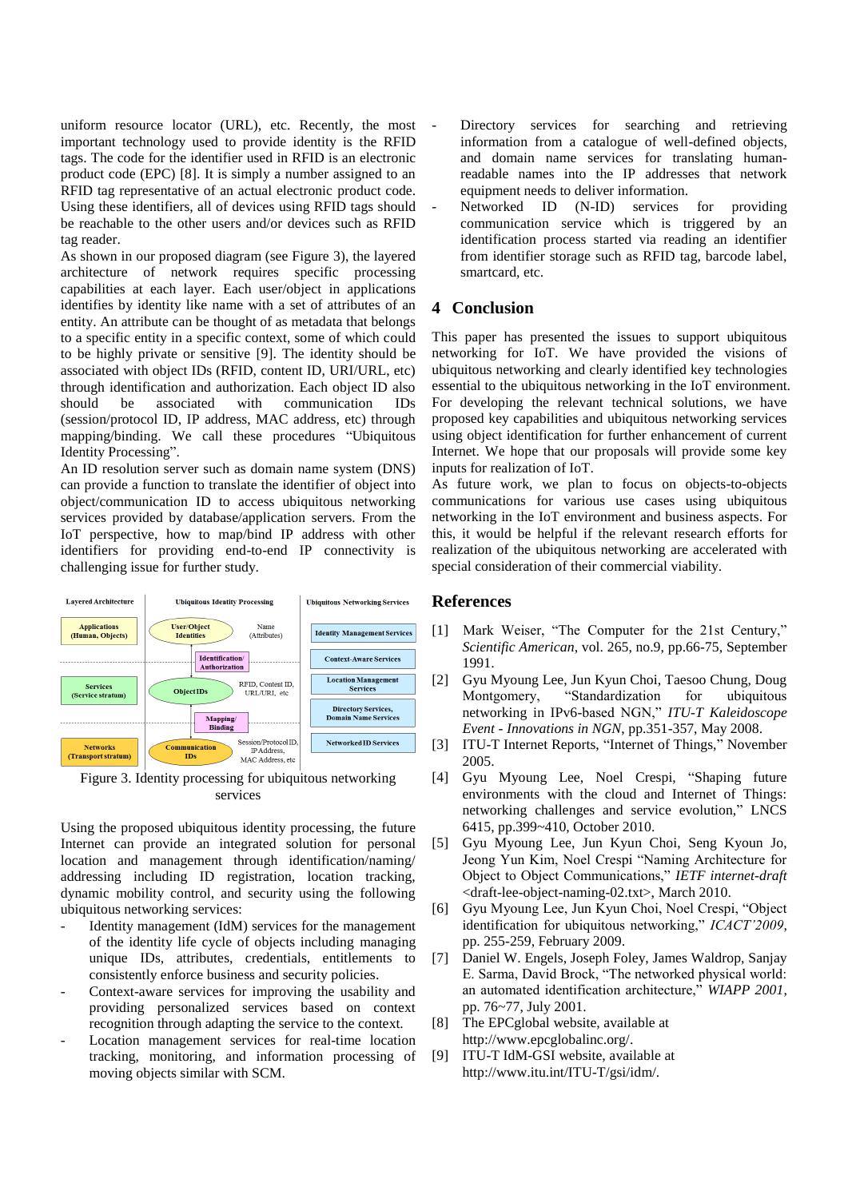uniform resource locator (URL), etc. Recently, the most important technology used to provide identity is the RFID tags. The code for the identifier used in RFID is an electronic product code (EPC) [8]. It is simply a number assigned to an RFID tag representative of an actual electronic product code. Using these identifiers, all of devices using RFID tags should be reachable to the other users and/or devices such as RFID tag reader.

As shown in our proposed diagram (see Figure 3), the layered architecture of network requires specific processing capabilities at each layer. Each user/object in applications identifies by identity like name with a set of attributes of an entity. An attribute can be thought of as metadata that belongs to a specific entity in a specific context, some of which could to be highly private or sensitive [9]. The identity should be associated with object IDs (RFID, content ID, URI/URL, etc) through identification and authorization. Each object ID also should be associated with communication IDs (session/protocol ID, IP address, MAC address, etc) through mapping/binding. We call these procedures "Ubiquitous Identity Processing".

An ID resolution server such as domain name system (DNS) can provide a function to translate the identifier of object into object/communication ID to access ubiquitous networking services provided by database/application servers. From the IoT perspective, how to map/bind IP address with other identifiers for providing end-to-end IP connectivity is challenging issue for further study.

Layered Architecture
Ubiquitous Identity Processing
Ubiquitous Networking Services
Applications (Human, Objects)
User/Object Identities
Name (Attributes)
Identity Management Services
Identification/ Authorization
Context-Aware Services
Services (Service stratum)
Object IDs
RFID, Content ID, URL/URI, etc
Location Management Services
Directory Services, Domain Name Services
Mapping/ Binding
Networks (Transport stratum)
Communication IDs
Session/Protocol ID, IP Address, MAC Address, etc
Networked ID Services

Figure 3. Identity processing for ubiquitous networking services

Using the proposed ubiquitous identity processing, the future Internet can provide an integrated solution for personal location and management through identification/naming/ addressing including ID registration, location tracking, dynamic mobility control, and security using the following ubiquitous networking services:

- Identity management (IdM) services for the management of the identity life cycle of objects including managing unique IDs, attributes, credentials, entitlements to consistently enforce business and security policies.
- Context-aware services for improving the usability and providing personalized services based on context recognition through adapting the service to the context.
- Location management services for real-time location tracking, monitoring, and information processing of moving objects similar with SCM.
- Directory services for searching and retrieving information from a catalogue of well-defined objects, and domain name services for translating human-readable names into the IP addresses that network equipment needs to deliver information.
- Networked ID (N-ID) services for providing communication service which is triggered by an identification process started via reading an identifier from identifier storage such as RFID tag, barcode label, smartcard, etc.

## 4 Conclusion

This paper has presented the issues to support ubiquitous networking for IoT. We have provided the visions of ubiquitous networking and clearly identified key technologies essential to the ubiquitous networking in the IoT environment. For developing the relevant technical solutions, we have proposed key capabilities and ubiquitous networking services using object identification for further enhancement of current Internet. We hope that our proposals will provide some key inputs for realization of IoT.

As future work, we plan to focus on objects-to-objects communications for various use cases using ubiquitous networking in the IoT environment and business aspects. For this, it would be helpful if the relevant research efforts for realization of the ubiquitous networking are accelerated with special consideration of their commercial viability.

## References

[1] Mark Weiser, "The Computer for the 21st Century," *Scientific American*, vol. 265, no.9, pp.66-75, September 1991.

[2] Gyu Myoung Lee, Jun Kyun Choi, Taesoo Chung, Doug Montgomery, "Standardization for ubiquitous networking in IPv6-based NGN," *ITU-T Kaleidoscope Event - Innovations in NGN*, pp.351-357, May 2008.

[3] ITU-T Internet Reports, "Internet of Things," November 2005.

[4] Gyu Myoung Lee, Noel Crespi, "Shaping future environments with the cloud and Internet of Things: networking challenges and service evolution," LNCS 6415, pp.399~410, October 2010.

[5] Gyu Myoung Lee, Jun Kyun Choi, Seng Kyoun Jo, Jeong Yun Kim, Noel Crespi "Naming Architecture for Object to Object Communications," *IETF internet-draft* <draft-lee-object-naming-02.txt>, March 2010.

[6] Gyu Myoung Lee, Jun Kyun Choi, Noel Crespi, "Object identification for ubiquitous networking," *ICACT'2009*, pp. 255-259, February 2009.

[7] Daniel W. Engels, Joseph Foley, James Waldrop, Sanjay E. Sarma, David Brock, "The networked physical world: an automated identification architecture," *WIAPP 2001*, pp. 76~77, July 2001.

[8] The EPCglobal website, available at http://www.epcglobalinc.org/.

[9] ITU-T IdM-GSI website, available at http://www.itu.int/ITU-T/gsi/idm/.